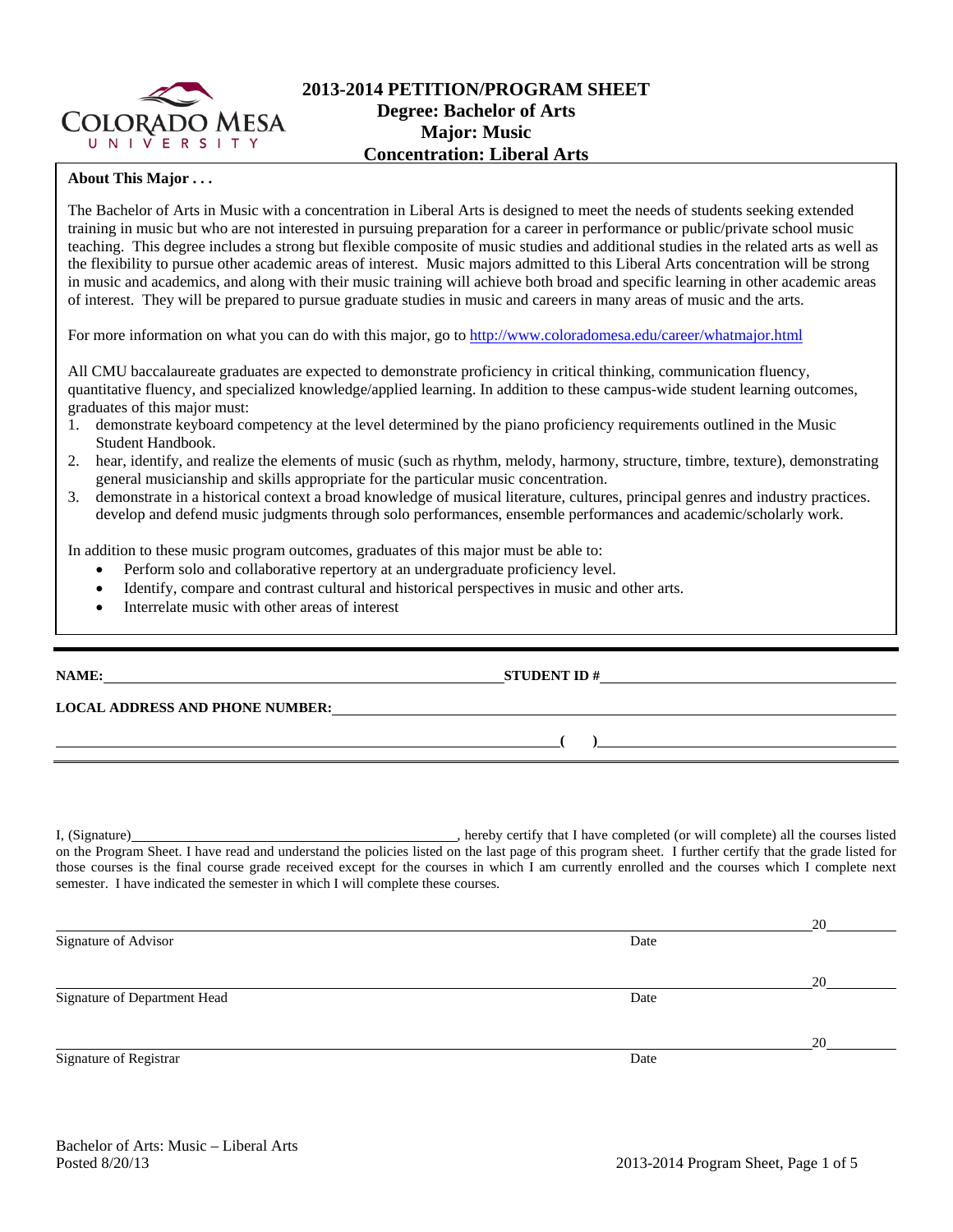# 2013-2014 PETITION/PROGRAM SHEET
## Degree: Bachelor of Arts
## Major: Music
## Concentration: Liberal Arts

**About This Major . . .**

The Bachelor of Arts in Music with a concentration in Liberal Arts is designed to meet the needs of students seeking extended training in music but who are not interested in pursuing preparation for a career in performance or public/private school music teaching. This degree includes a strong but flexible composite of music studies and additional studies in the related arts as well as the flexibility to pursue other academic areas of interest. Music majors admitted to this Liberal Arts concentration will be strong in music and academics, and along with their music training will achieve both broad and specific learning in other academic areas of interest. They will be prepared to pursue graduate studies in music and careers in many areas of music and the arts.

For more information on what you can do with this major, go to http://www.coloradomesa.edu/career/whatmajor.html

All CMU baccalaureate graduates are expected to demonstrate proficiency in critical thinking, communication fluency, quantitative fluency, and specialized knowledge/applied learning. In addition to these campus-wide student learning outcomes, graduates of this major must:

1. demonstrate keyboard competency at the level determined by the piano proficiency requirements outlined in the Music Student Handbook.
2. hear, identify, and realize the elements of music (such as rhythm, melody, harmony, structure, timbre, texture), demonstrating general musicianship and skills appropriate for the particular music concentration.
3. demonstrate in a historical context a broad knowledge of musical literature, cultures, principal genres and industry practices. develop and defend music judgments through solo performances, ensemble performances and academic/scholarly work.

In addition to these music program outcomes, graduates of this major must be able to:

- Perform solo and collaborative repertory at an undergraduate proficiency level.
- Identify, compare and contrast cultural and historical perspectives in music and other arts.
- Interrelate music with other areas of interest

---

**NAME:** ______________________________ **STUDENT ID #** ______________________________

**LOCAL ADDRESS AND PHONE NUMBER:** ______________________________

______________________________ **( )** ______________________________

I, (Signature) ______________________________, hereby certify that I have completed (or will complete) all the courses listed on the Program Sheet. I have read and understand the policies listed on the last page of this program sheet. I further certify that the grade listed for those courses is the final course grade received except for the courses in which I am currently enrolled and the courses which I complete next semester. I have indicated the semester in which I will complete these courses.

______________________________ 20______
Signature of Advisor Date

______________________________ 20______
Signature of Department Head Date

______________________________ 20______
Signature of Registrar Date

Bachelor of Arts: Music – Liberal Arts
Posted 8/20/13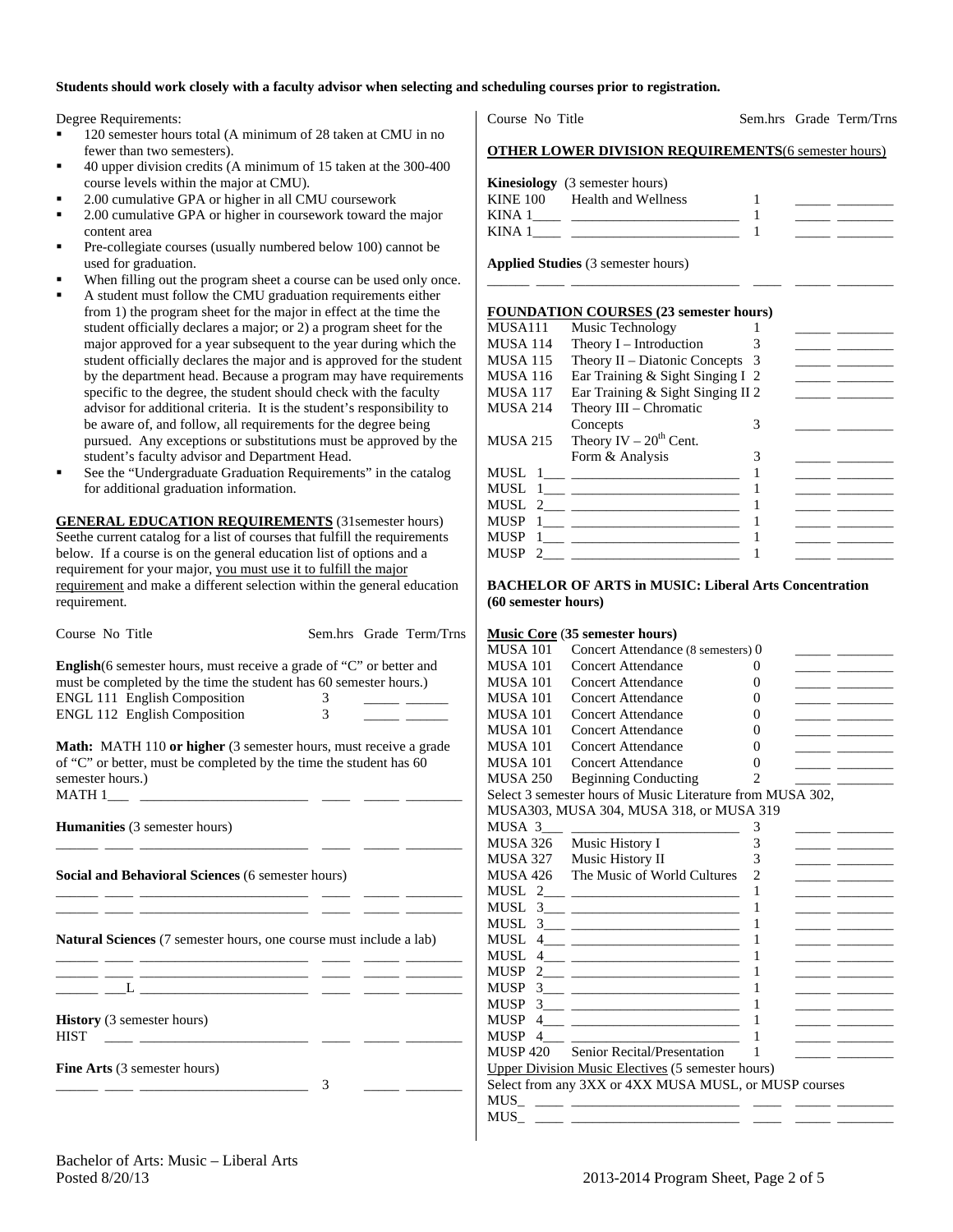**Students should work closely with a faculty advisor when selecting and scheduling courses prior to registration.**

Degree Requirements:

- 120 semester hours total (A minimum of 28 taken at CMU in no fewer than two semesters).
- 40 upper division credits (A minimum of 15 taken at the 300-400 course levels within the major at CMU).
- 2.00 cumulative GPA or higher in all CMU coursework
- 2.00 cumulative GPA or higher in coursework toward the major content area
- Pre-collegiate courses (usually numbered below 100) cannot be used for graduation.
- When filling out the program sheet a course can be used only once.
- A student must follow the CMU graduation requirements either from 1) the program sheet for the major in effect at the time the student officially declares a major; or 2) a program sheet for the major approved for a year subsequent to the year during which the student officially declares the major and is approved for the student by the department head. Because a program may have requirements specific to the degree, the student should check with the faculty advisor for additional criteria. It is the student's responsibility to be aware of, and follow, all requirements for the degree being pursued. Any exceptions or substitutions must be approved by the student's faculty advisor and Department Head.
- See the "Undergraduate Graduation Requirements" in the catalog for additional graduation information.

**GENERAL EDUCATION REQUIREMENTS** (31semester hours) Seethe current catalog for a list of courses that fulfill the requirements below. If a course is on the general education list of options and a requirement for your major, you must use it to fulfill the major requirement and make a different selection within the general education requirement.

| Course No | Title | Sem.hrs | Grade | Term/Trns |
|---|---|---|---|---|
| **English**(6 semester hours, must receive a grade of "C" or better and must be completed by the time the student has 60 semester hours.) | | | | |
| ENGL 111 | English Composition | 3 | _____ | ______ |
| ENGL 112 | English Composition | 3 | _____ | ______ |
| **Math:** MATH 110 **or higher** (3 semester hours, must receive a grade of "C" or better, must be completed by the time the student has 60 semester hours.) | | | | |
| MATH 1___ | _______________________ | ____ | _____ | ________ |
| **Humanities** (3 semester hours) | | | | |
| ______ ____ | _______________________ | ____ | _____ | ________ |
| **Social and Behavioral Sciences** (6 semester hours) | | | | |
| ______ ____ | _______________________ | ____ | _____ | ________ |
| ______ ____ | _______________________ | ____ | _____ | ________ |
| **Natural Sciences** (7 semester hours, one course must include a lab) | | | | |
| ______ ____ | _______________________ | ____ | _____ | ________ |
| ______ ____ | _______________________ | ____ | _____ | ________ |
| ______ ___L | _______________________ | ____ | _____ | ________ |
| **History** (3 semester hours) | | | | |
| HIST ____ | _______________________ | ____ | _____ | ________ |
| **Fine Arts** (3 semester hours) | | | | |
| ______ ____ | _______________________ | 3 | _____ | ________ |

| Course No | Title | Sem.hrs | Grade | Term/Trns |
|---|---|---|---|---|
| **OTHER LOWER DIVISION REQUIREMENTS**(6 semester hours) | | | | |
| **Kinesiology** (3 semester hours) | | | | |
| KINE 100 | Health and Wellness | 1 | _____ | ________ |
| KINA 1____ | _______________________ | 1 | _____ | ________ |
| KINA 1____ | _______________________ | 1 | _____ | ________ |
| **Applied Studies** (3 semester hours) | | | | |
| ______ ____ | _______________________ | ____ | _____ | ________ |
| **FOUNDATION COURSES (23 semester hours)** | | | | |
| MUSA111 | Music Technology | 1 | _____ | ________ |
| MUSA 114 | Theory I – Introduction | 3 | _____ | ________ |
| MUSA 115 | Theory II – Diatonic Concepts | 3 | _____ | ________ |
| MUSA 116 | Ear Training & Sight Singing I | 2 | _____ | ________ |
| MUSA 117 | Ear Training & Sight Singing II | 2 | _____ | ________ |
| MUSA 214 | Theory III – Chromatic Concepts | 3 | _____ | ________ |
| MUSA 215 | Theory IV – 20th Cent. Form & Analysis | 3 | _____ | ________ |
| MUSL 1___ | _______________________ | 1 | _____ | ________ |
| MUSL 1___ | _______________________ | 1 | _____ | ________ |
| MUSL 2___ | _______________________ | 1 | _____ | ________ |
| MUSP 1___ | _______________________ | 1 | _____ | ________ |
| MUSP 1___ | _______________________ | 1 | _____ | ________ |
| MUSP 2___ | _______________________ | 1 | _____ | ________ |

**BACHELOR OF ARTS in MUSIC: Liberal Arts Concentration (60 semester hours)**

| Course No | Title | Sem.hrs | Grade | Term/Trns |
|---|---|---|---|---|
| **Music Core (35 semester hours)** | | | | |
| MUSA 101 | Concert Attendance (8 semesters) | 0 | _____ | ________ |
| MUSA 101 | Concert Attendance | 0 | _____ | ________ |
| MUSA 101 | Concert Attendance | 0 | _____ | ________ |
| MUSA 101 | Concert Attendance | 0 | _____ | ________ |
| MUSA 101 | Concert Attendance | 0 | _____ | ________ |
| MUSA 101 | Concert Attendance | 0 | _____ | ________ |
| MUSA 101 | Concert Attendance | 0 | _____ | ________ |
| MUSA 101 | Concert Attendance | 0 | _____ | ________ |
| MUSA 250 | Beginning Conducting | 2 | _____ | ________ |
| Select 3 semester hours of Music Literature from MUSA 302, MUSA303, MUSA 304, MUSA 318, or MUSA 319 | | | | |
| MUSA 3___ | _______________________ | 3 | _____ | ________ |
| MUSA 326 | Music History I | 3 | _____ | ________ |
| MUSA 327 | Music History II | 3 | _____ | ________ |
| MUSA 426 | The Music of World Cultures | 2 | _____ | ________ |
| MUSL 2___ | _______________________ | 1 | _____ | ________ |
| MUSL 3___ | _______________________ | 1 | _____ | ________ |
| MUSL 3___ | _______________________ | 1 | _____ | ________ |
| MUSL 4___ | _______________________ | 1 | _____ | ________ |
| MUSL 4___ | _______________________ | 1 | _____ | ________ |
| MUSP 2___ | _______________________ | 1 | _____ | ________ |
| MUSP 3___ | _______________________ | 1 | _____ | ________ |
| MUSP 3___ | _______________________ | 1 | _____ | ________ |
| MUSP 4___ | _______________________ | 1 | _____ | ________ |
| MUSP 4___ | _______________________ | 1 | _____ | ________ |
| MUSP 420 | Senior Recital/Presentation | 1 | _____ | ________ |
| Upper Division Music Electives (5 semester hours) | | | | |
| Select from any 3XX or 4XX MUSA MUSL, or MUSP courses | | | | |
| MUS_ ____ | _______________________ | ____ | _____ | ________ |
| MUS_ ____ | _______________________ | ____ | _____ | ________ |

Bachelor of Arts: Music – Liberal Arts
Posted 8/20/13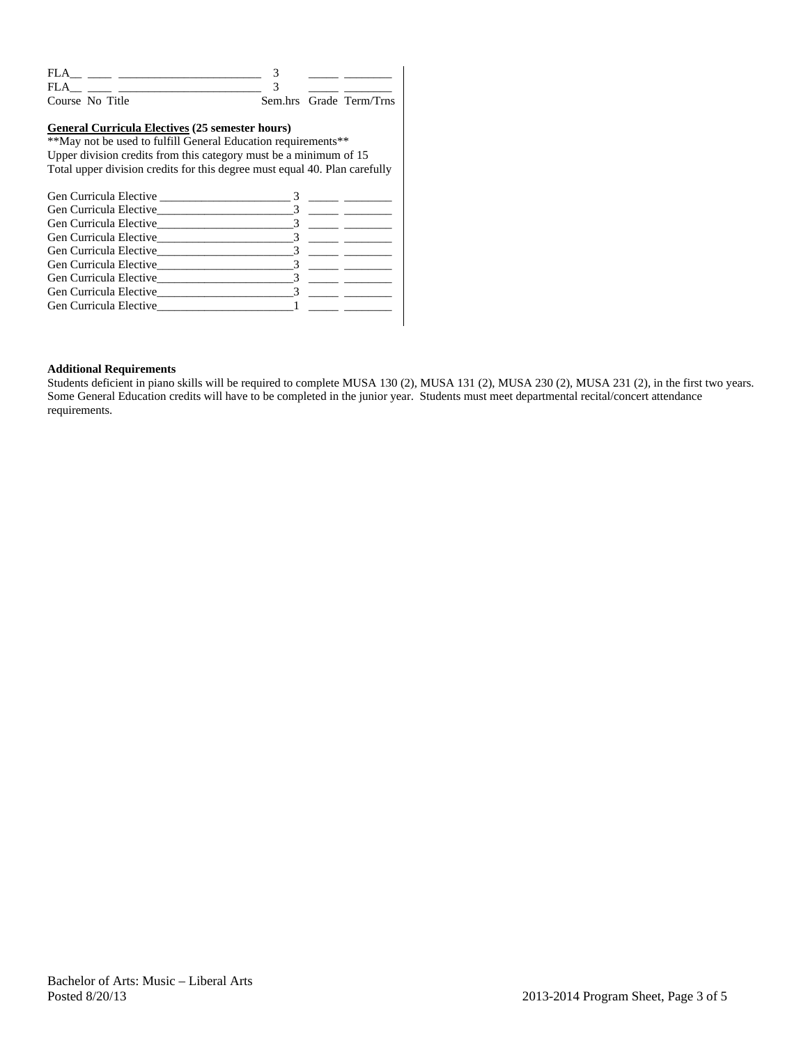| Course | No | Title | Sem.hrs | Grade | Term/Trns |
|---|---|---|---|---|---|
| FLA__ | ____ | ________________________ | 3 | _____ | ________ |
| FLA__ | ____ | ________________________ | 3 | _____ | ________ |

**General Curricula Electives (25 semester hours)**

**May not be used to fulfill General Education requirements**
Upper division credits from this category must be a minimum of 15
Total upper division credits for this degree must equal 40. Plan carefully

| Course | Sem.hrs | Grade | Term/Trns |
|---|---|---|---|
| Gen Curricula Elective ______________________ | 3 | _____ | ________ |
| Gen Curricula Elective______________________ | 3 | _____ | ________ |
| Gen Curricula Elective______________________ | 3 | _____ | ________ |
| Gen Curricula Elective______________________ | 3 | _____ | ________ |
| Gen Curricula Elective______________________ | 3 | _____ | ________ |
| Gen Curricula Elective______________________ | 3 | _____ | ________ |
| Gen Curricula Elective______________________ | 3 | _____ | ________ |
| Gen Curricula Elective______________________ | 3 | _____ | ________ |
| Gen Curricula Elective______________________ | 1 | _____ | ________ |

**Additional Requirements**

Students deficient in piano skills will be required to complete MUSA 130 (2), MUSA 131 (2), MUSA 230 (2), MUSA 231 (2), in the first two years. Some General Education credits will have to be completed in the junior year. Students must meet departmental recital/concert attendance requirements.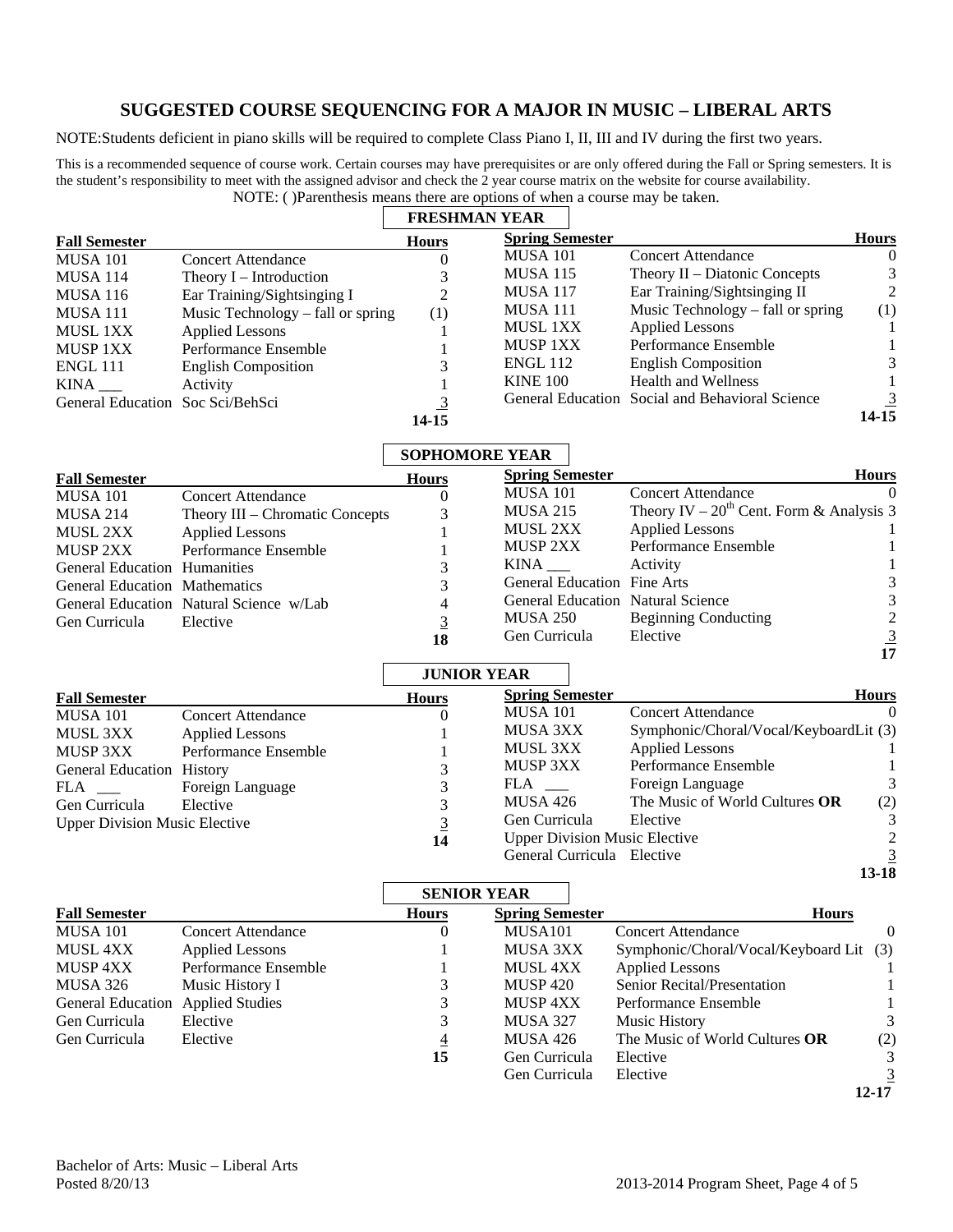# SUGGESTED COURSE SEQUENCING FOR A MAJOR IN MUSIC – LIBERAL ARTS

NOTE:Students deficient in piano skills will be required to complete Class Piano I, II, III and IV during the first two years.

This is a recommended sequence of course work. Certain courses may have prerequisites or are only offered during the Fall or Spring semesters. It is the student's responsibility to meet with the assigned advisor and check the 2 year course matrix on the website for course availability.

NOTE: ( )Parenthesis means there are options of when a course may be taken.

## FRESHMAN YEAR

| Fall Semester | | Hours | Spring Semester | | Hours |
|---|---|---|---|---|---|
| MUSA 101 | Concert Attendance | 0 | MUSA 101 | Concert Attendance | 0 |
| MUSA 114 | Theory I – Introduction | 3 | MUSA 115 | Theory II – Diatonic Concepts | 3 |
| MUSA 116 | Ear Training/Sightsinging I | 2 | MUSA 117 | Ear Training/Sightsinging II | 2 |
| MUSA 111 | Music Technology – fall or spring | (1) | MUSA 111 | Music Technology – fall or spring | (1) |
| MUSL 1XX | Applied Lessons | 1 | MUSL 1XX | Applied Lessons | 1 |
| MUSP 1XX | Performance Ensemble | 1 | MUSP 1XX | Performance Ensemble | 1 |
| ENGL 111 | English Composition | 3 | ENGL 112 | English Composition | 3 |
| KINA ___ | Activity | 1 | KINE 100 | Health and Wellness | 1 |
| General Education | Soc Sci/BehSci | 3 | General Education | Social and Behavioral Science | 3 |
| | | 14-15 | | | 14-15 |

## SOPHOMORE YEAR

| Fall Semester | | Hours | Spring Semester | | Hours |
|---|---|---|---|---|---|
| MUSA 101 | Concert Attendance | 0 | MUSA 101 | Concert Attendance | 0 |
| MUSA 214 | Theory III – Chromatic Concepts | 3 | MUSA 215 | Theory IV – 20th Cent. Form & Analysis | 3 |
| MUSL 2XX | Applied Lessons | 1 | MUSL 2XX | Applied Lessons | 1 |
| MUSP 2XX | Performance Ensemble | 1 | MUSP 2XX | Performance Ensemble | 1 |
| General Education | Humanities | 3 | KINA ___ | Activity | 1 |
| General Education | Mathematics | 3 | General Education | Fine Arts | 3 |
| General Education | Natural Science w/Lab | 4 | General Education | Natural Science | 3 |
| Gen Curricula | Elective | 3 | MUSA 250 | Beginning Conducting | 2 |
| | | 18 | Gen Curricula | Elective | 3 |
| | | | | | 17 |

## JUNIOR YEAR

| Fall Semester | | Hours | Spring Semester | | Hours |
|---|---|---|---|---|---|
| MUSA 101 | Concert Attendance | 0 | MUSA 101 | Concert Attendance | 0 |
| MUSL 3XX | Applied Lessons | 1 | MUSA 3XX | Symphonic/Choral/Vocal/KeyboardLit | (3) |
| MUSP 3XX | Performance Ensemble | 1 | MUSL 3XX | Applied Lessons | 1 |
| General Education | History | 3 | MUSP 3XX | Performance Ensemble | 1 |
| FLA ___ | Foreign Language | 3 | FLA ___ | Foreign Language | 3 |
| Gen Curricula | Elective | 3 | MUSA 426 | The Music of World Cultures **OR** | (2) |
| Upper Division Music Elective | | 3 | Gen Curricula | Elective | 3 |
| | | 14 | Upper Division Music Elective | | 2 |
| | | | General Curricula | Elective | 3 |
| | | | | | 13-18 |

## SENIOR YEAR

| Fall Semester | | Hours | Spring Semester | | Hours |
|---|---|---|---|---|---|
| MUSA 101 | Concert Attendance | 0 | MUSA101 | Concert Attendance | 0 |
| MUSL 4XX | Applied Lessons | 1 | MUSA 3XX | Symphonic/Choral/Vocal/Keyboard Lit | (3) |
| MUSP 4XX | Performance Ensemble | 1 | MUSL 4XX | Applied Lessons | 1 |
| MUSA 326 | Music History I | 3 | MUSP 420 | Senior Recital/Presentation | 1 |
| General Education | Applied Studies | 3 | MUSP 4XX | Performance Ensemble | 1 |
| Gen Curricula | Elective | 3 | MUSA 327 | Music History | 3 |
| Gen Curricula | Elective | 4 | MUSA 426 | The Music of World Cultures **OR** | (2) |
| | | 15 | Gen Curricula | Elective | 3 |
| | | | Gen Curricula | Elective | 3 |
| | | | | | 12-17 |

Bachelor of Arts: Music – Liberal Arts
Posted 8/20/13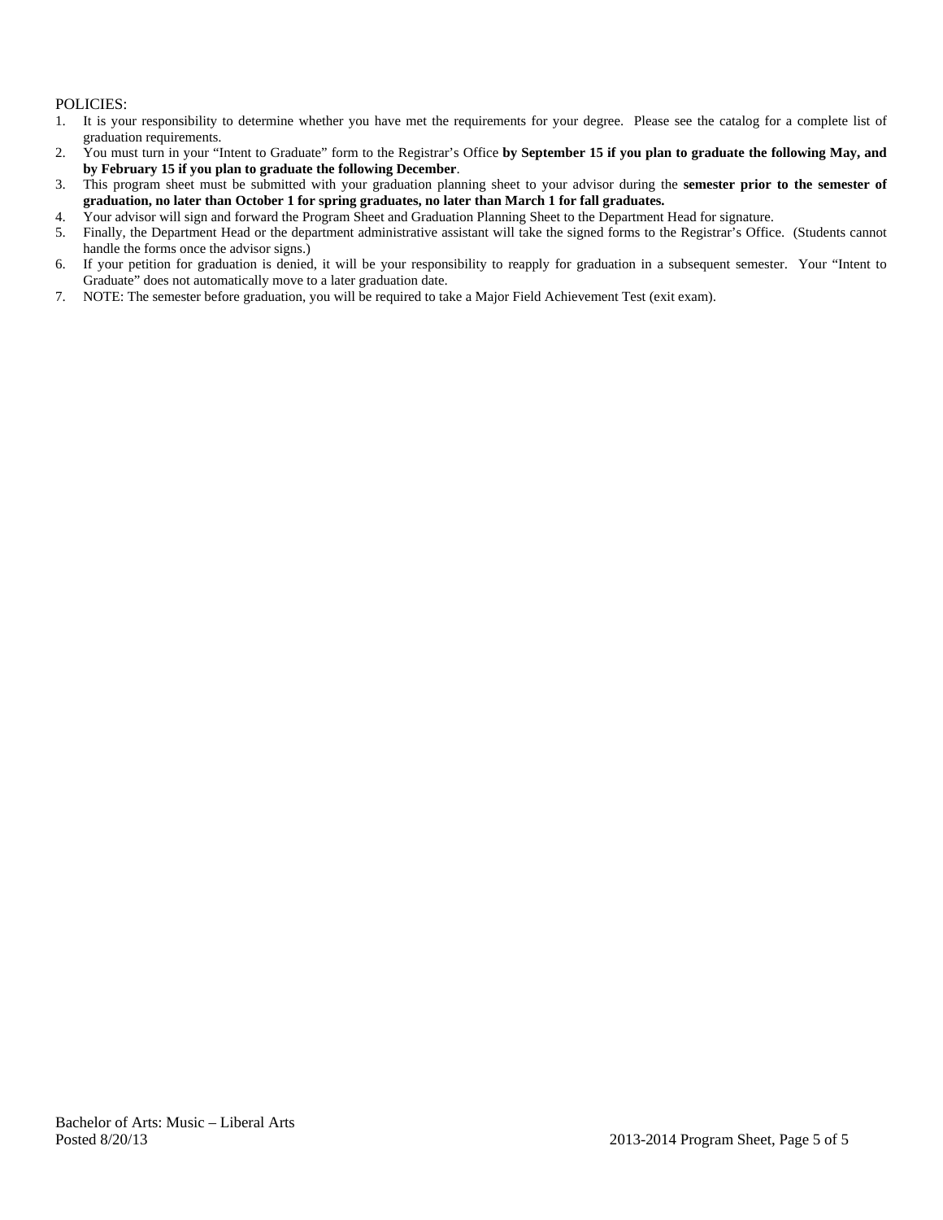POLICIES:

1. It is your responsibility to determine whether you have met the requirements for your degree. Please see the catalog for a complete list of graduation requirements.
2. You must turn in your "Intent to Graduate" form to the Registrar's Office **by September 15 if you plan to graduate the following May, and by February 15 if you plan to graduate the following December**.
3. This program sheet must be submitted with your graduation planning sheet to your advisor during the **semester prior to the semester of graduation, no later than October 1 for spring graduates, no later than March 1 for fall graduates.**
4. Your advisor will sign and forward the Program Sheet and Graduation Planning Sheet to the Department Head for signature.
5. Finally, the Department Head or the department administrative assistant will take the signed forms to the Registrar's Office. (Students cannot handle the forms once the advisor signs.)
6. If your petition for graduation is denied, it will be your responsibility to reapply for graduation in a subsequent semester. Your "Intent to Graduate" does not automatically move to a later graduation date.
7. NOTE: The semester before graduation, you will be required to take a Major Field Achievement Test (exit exam).